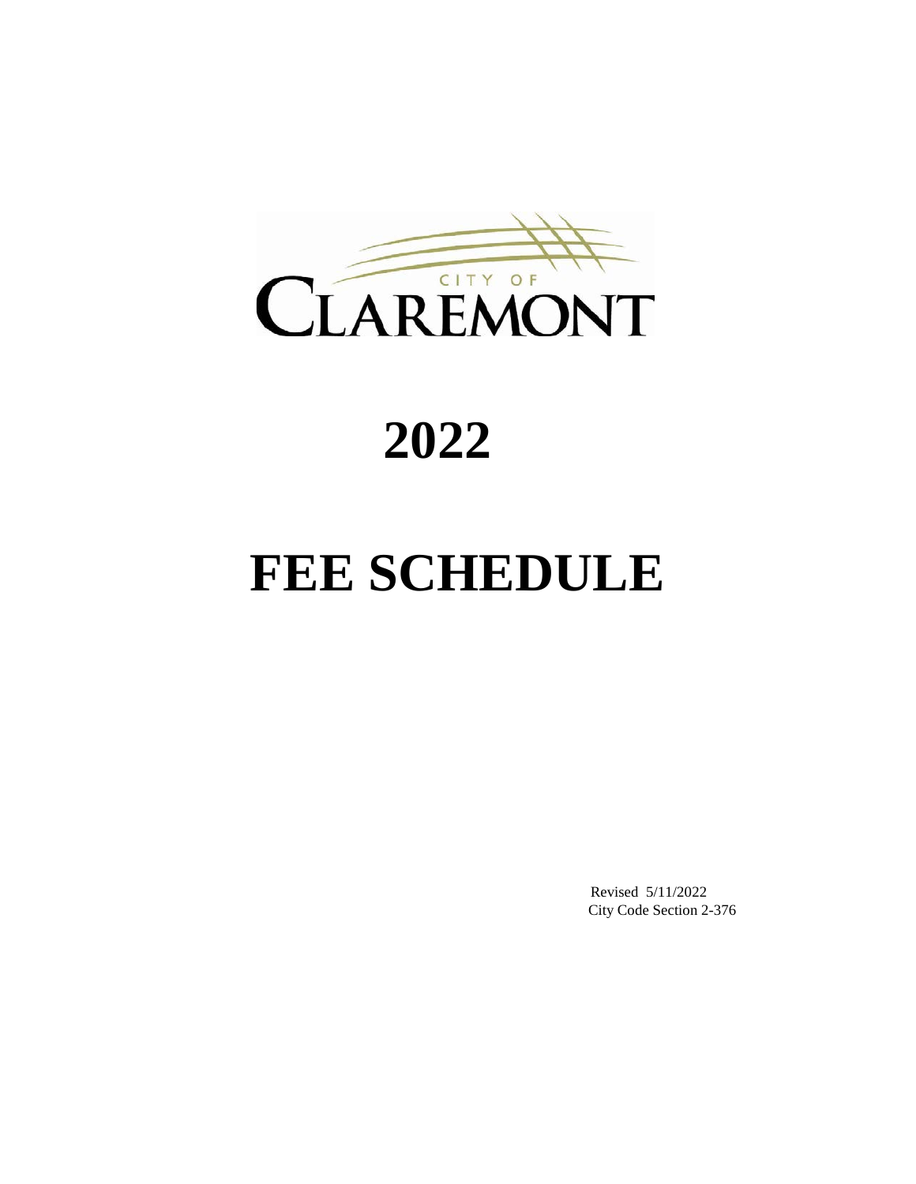CITY OF CLAREMONT

# 2022

# FEE SCHEDULE

Revised 5/11/2022
City Code Section 2-376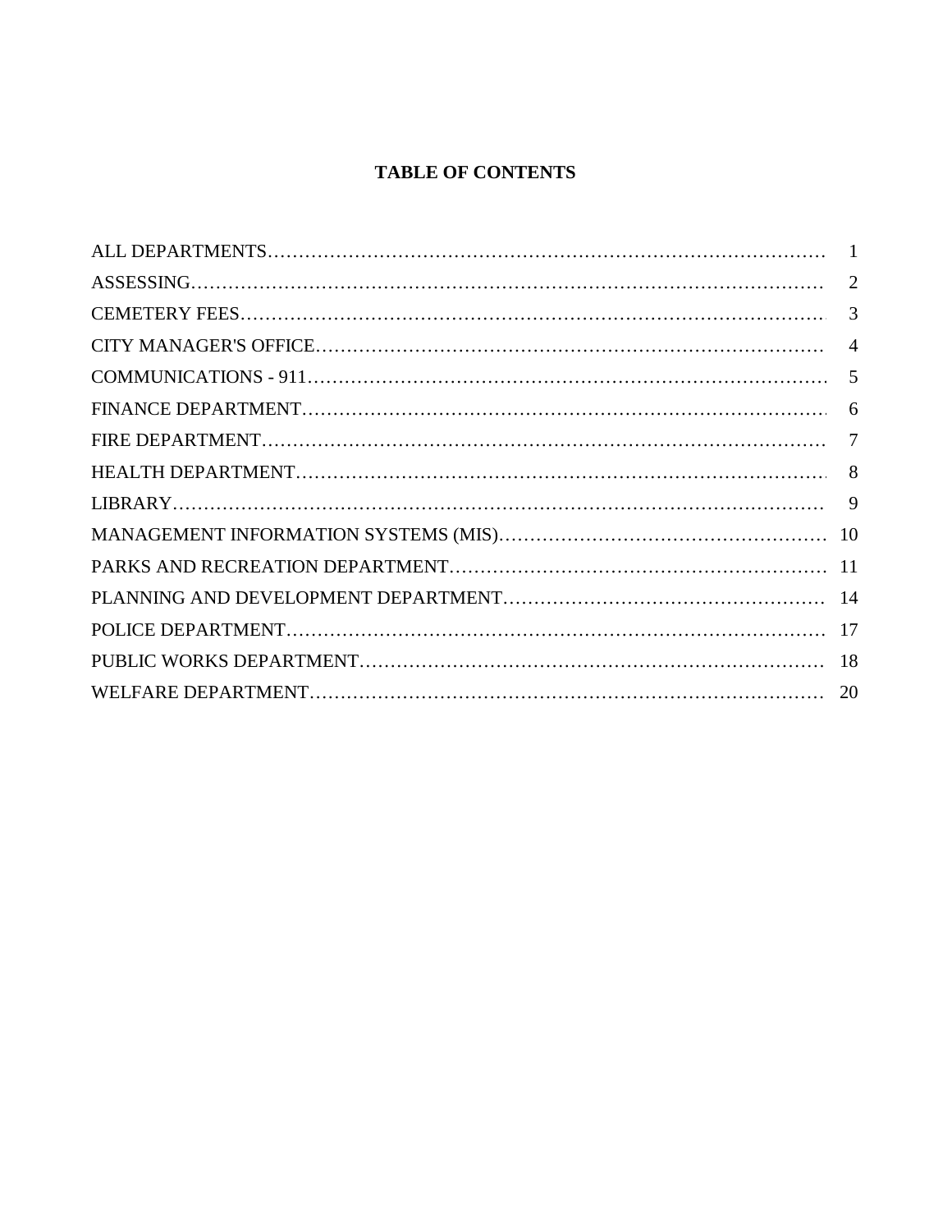# TABLE OF CONTENTS

| | |
|---|---|
| ALL DEPARTMENTS | 1 |
| ASSESSING | 2 |
| CEMETERY FEES | 3 |
| CITY MANAGER'S OFFICE | 4 |
| COMMUNICATIONS - 911 | 5 |
| FINANCE DEPARTMENT | 6 |
| FIRE DEPARTMENT | 7 |
| HEALTH DEPARTMENT | 8 |
| LIBRARY | 9 |
| MANAGEMENT INFORMATION SYSTEMS (MIS) | 10 |
| PARKS AND RECREATION DEPARTMENT | 11 |
| PLANNING AND DEVELOPMENT DEPARTMENT | 14 |
| POLICE DEPARTMENT | 17 |
| PUBLIC WORKS DEPARTMENT | 18 |
| WELFARE DEPARTMENT | 20 |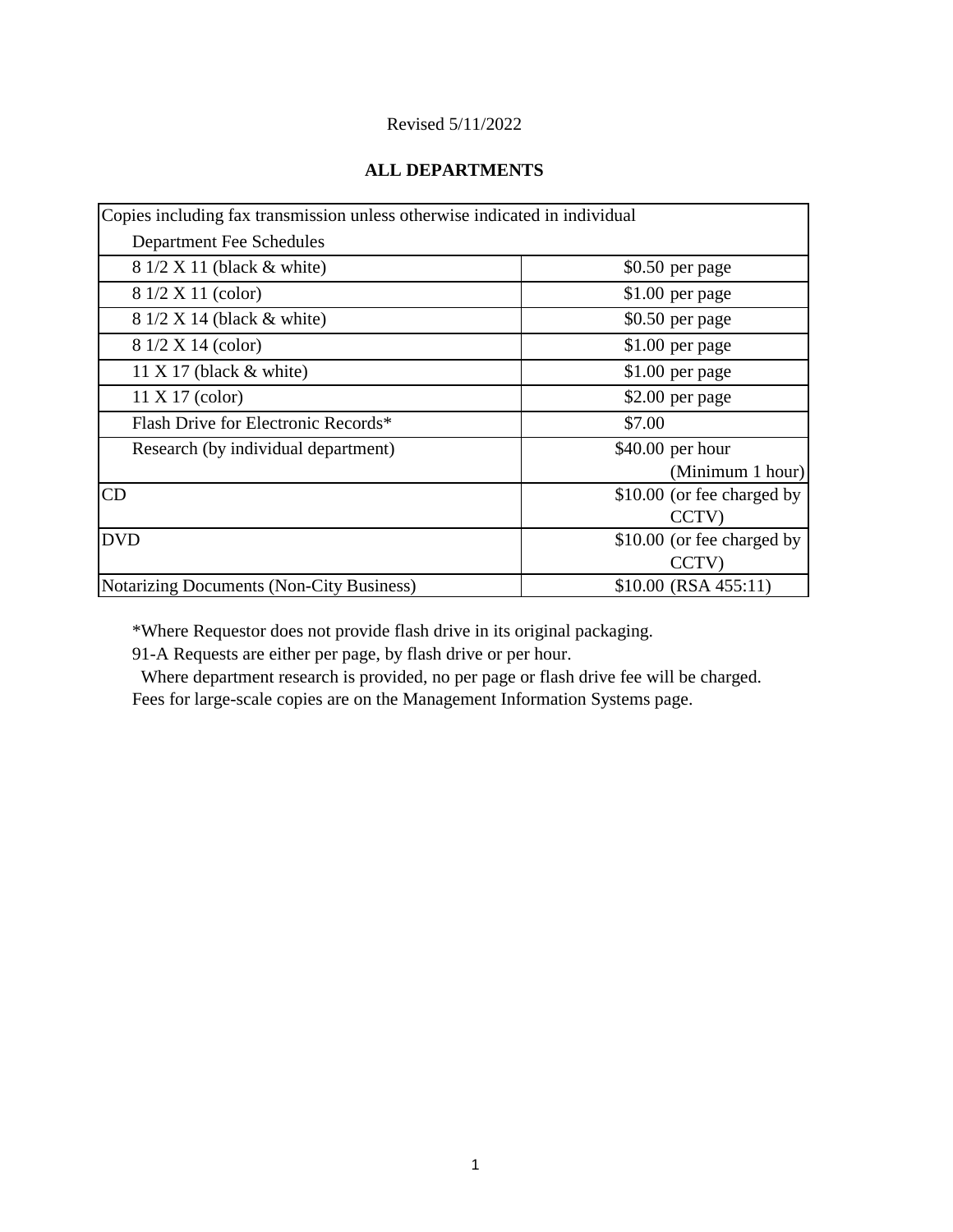Revised 5/11/2022

## ALL DEPARTMENTS

| Copies including fax transmission unless otherwise indicated in individual Department Fee Schedules | |
|---|---|
| 8 1/2 X 11 (black & white) | $0.50 per page |
| 8 1/2 X 11 (color) | $1.00 per page |
| 8 1/2 X 14 (black & white) | $0.50 per page |
| 8 1/2 X 14 (color) | $1.00 per page |
| 11 X 17 (black & white) | $1.00 per page |
| 11 X 17 (color) | $2.00 per page |
| Flash Drive for Electronic Records* | $7.00 |
| Research (by individual department) | $40.00 per hour (Minimum 1 hour) |
| CD | $10.00 (or fee charged by CCTV) |
| DVD | $10.00 (or fee charged by CCTV) |
| Notarizing Documents (Non-City Business) | $10.00 (RSA 455:11) |

*Where Requestor does not provide flash drive in its original packaging.

91-A Requests are either per page, by flash drive or per hour.

Where department research is provided, no per page or flash drive fee will be charged.

Fees for large-scale copies are on the Management Information Systems page.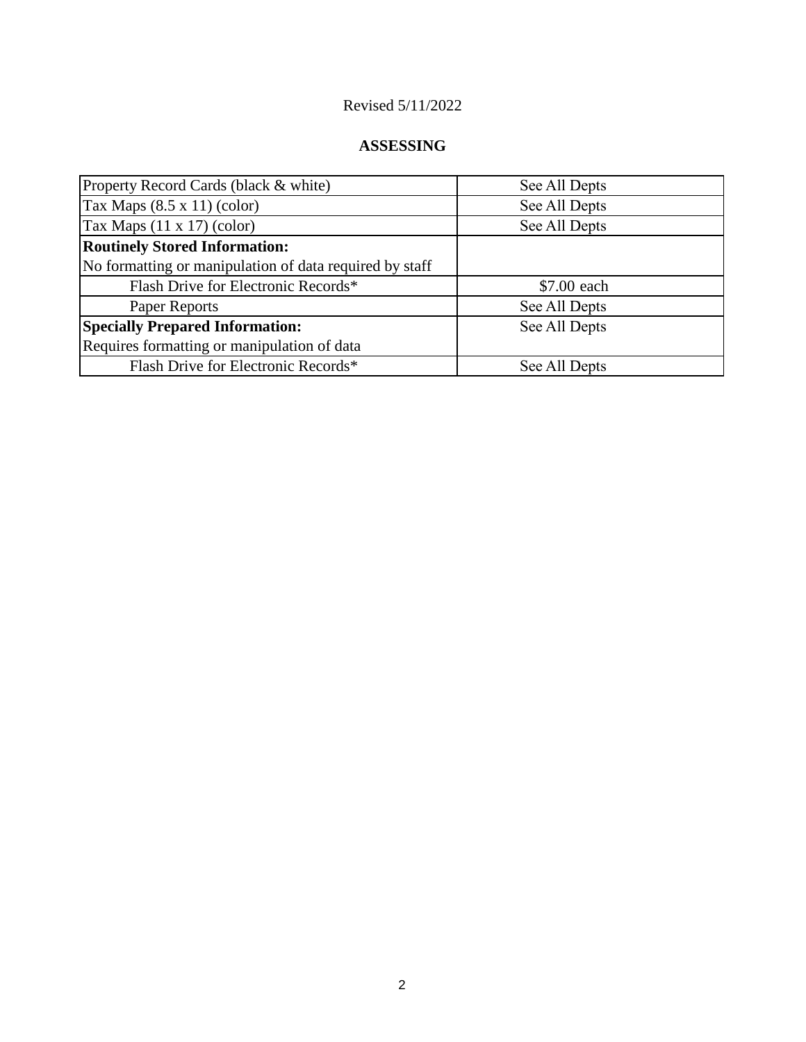Revised 5/11/2022

## ASSESSING

| Item | Fee |
|---|---|
| Property Record Cards (black & white) | See All Depts |
| Tax Maps (8.5 x 11) (color) | See All Depts |
| Tax Maps (11 x 17) (color) | See All Depts |
| **Routinely Stored Information:**<br>No formatting or manipulation of data required by staff | |
| Flash Drive for Electronic Records* | $7.00 each |
| Paper Reports | See All Depts |
| **Specially Prepared Information:**<br>Requires formatting or manipulation of data | See All Depts |
| Flash Drive for Electronic Records* | See All Depts |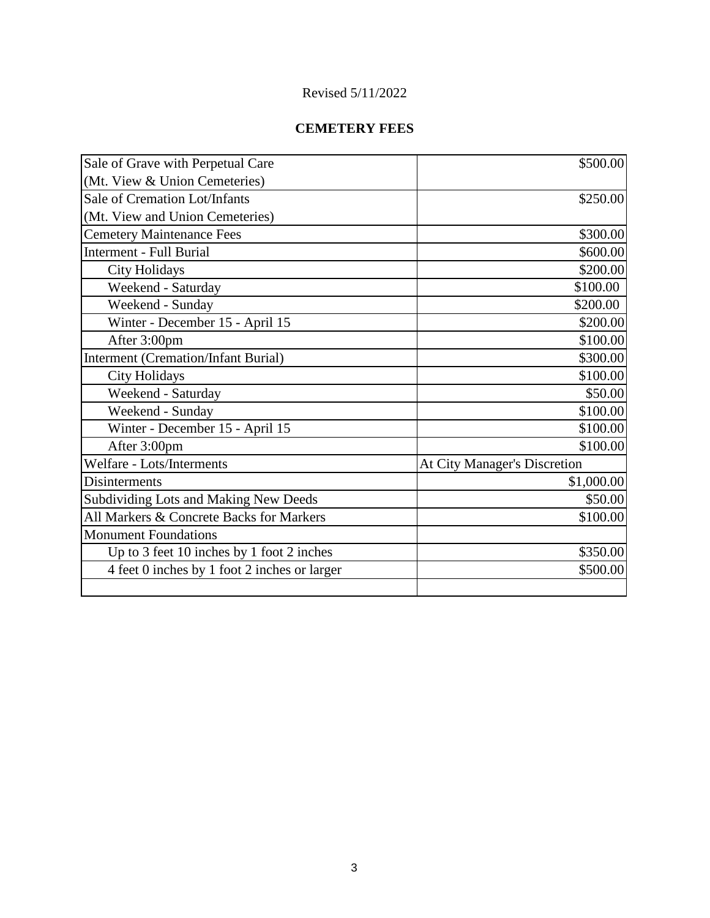Revised 5/11/2022

**CEMETERY FEES**

| | |
|---|---|
| Sale of Grave with Perpetual Care (Mt. View & Union Cemeteries) | $500.00 |
| Sale of Cremation Lot/Infants (Mt. View and Union Cemeteries) | $250.00 |
| Cemetery Maintenance Fees | $300.00 |
| Interment - Full Burial | $600.00 |
| City Holidays | $200.00 |
| Weekend - Saturday | $100.00 |
| Weekend - Sunday | $200.00 |
| Winter - December 15 - April 15 | $200.00 |
| After 3:00pm | $100.00 |
| Interment (Cremation/Infant Burial) | $300.00 |
| City Holidays | $100.00 |
| Weekend - Saturday | $50.00 |
| Weekend - Sunday | $100.00 |
| Winter - December 15 - April 15 | $100.00 |
| After 3:00pm | $100.00 |
| Welfare - Lots/Interments | At City Manager's Discretion |
| Disinterments | $1,000.00 |
| Subdividing Lots and Making New Deeds | $50.00 |
| All Markers & Concrete Backs for Markers | $100.00 |
| Monument Foundations | |
| Up to 3 feet 10 inches by 1 foot 2 inches | $350.00 |
| 4 feet 0 inches by 1 foot 2 inches or larger | $500.00 |
| | |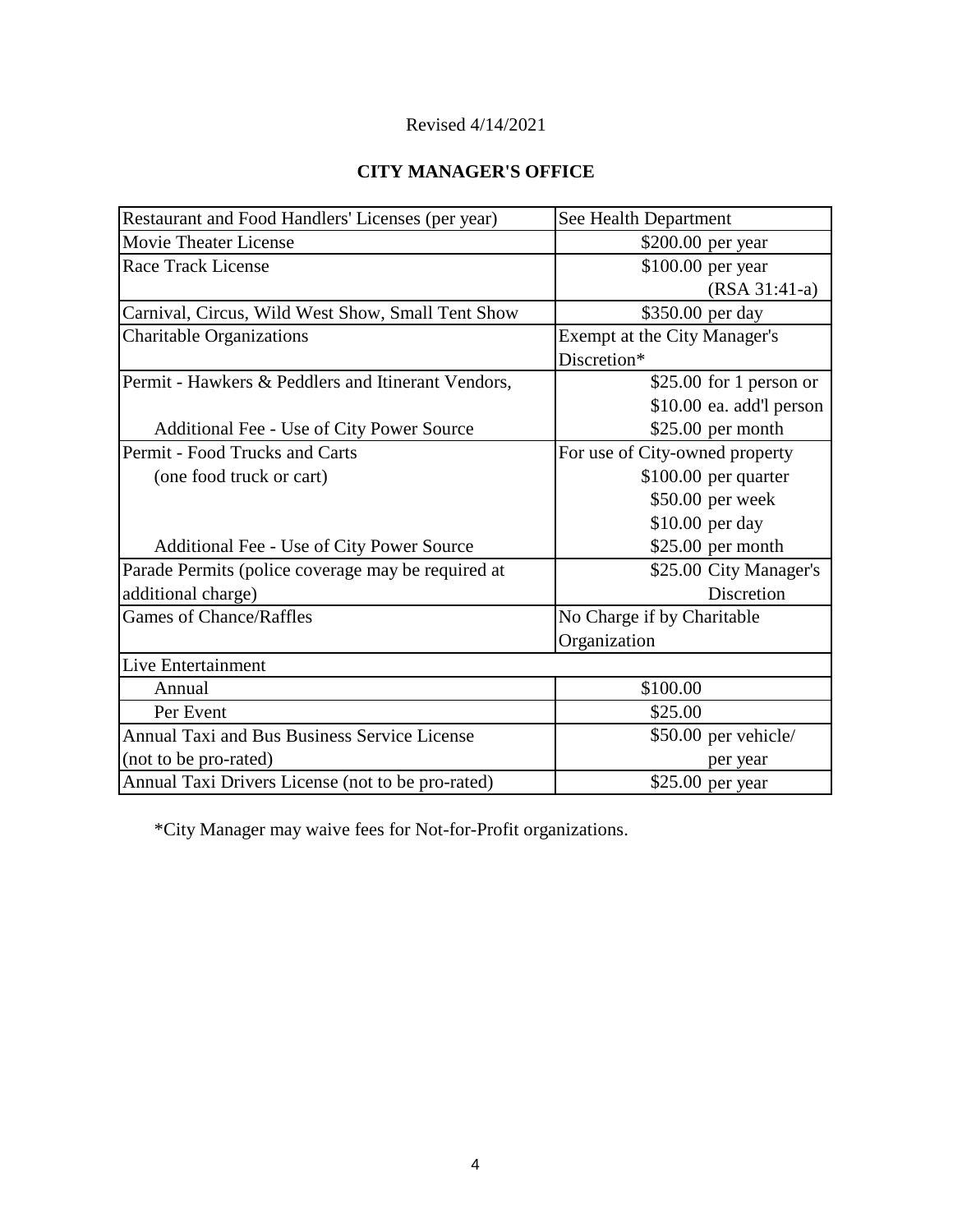Revised 4/14/2021

## CITY MANAGER'S OFFICE

| | |
|---|---|
| Restaurant and Food Handlers' Licenses (per year) | See Health Department |
| Movie Theater License | $200.00 per year |
| Race Track License | $100.00 per year (RSA 31:41-a) |
| Carnival, Circus, Wild West Show, Small Tent Show | $350.00 per day |
| Charitable Organizations | Exempt at the City Manager's Discretion* |
| Permit - Hawkers & Peddlers and Itinerant Vendors, | $25.00 for 1 person or $10.00 ea. add'l person |
| Additional Fee - Use of City Power Source | $25.00 per month |
| Permit - Food Trucks and Carts (one food truck or cart) | For use of City-owned property $100.00 per quarter $50.00 per week $10.00 per day |
| Additional Fee - Use of City Power Source | $25.00 per month |
| Parade Permits (police coverage may be required at additional charge) | $25.00 City Manager's Discretion |
| Games of Chance/Raffles | No Charge if by Charitable Organization |
| Live Entertainment | |
| Annual | $100.00 |
| Per Event | $25.00 |
| Annual Taxi and Bus Business Service License (not to be pro-rated) | $50.00 per vehicle/ per year |
| Annual Taxi Drivers License (not to be pro-rated) | $25.00 per year |

*City Manager may waive fees for Not-for-Profit organizations.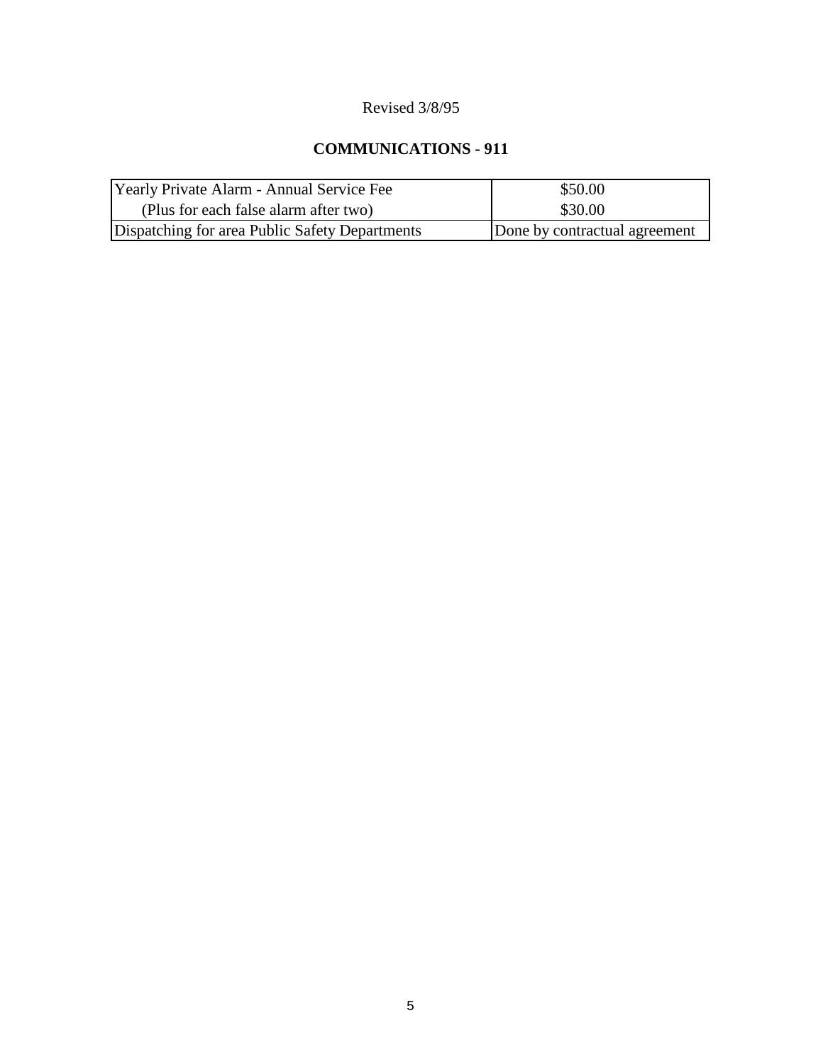Revised 3/8/95

## COMMUNICATIONS - 911

| | |
|---|---|
| Yearly Private Alarm - Annual Service Fee | $50.00 |
| (Plus for each false alarm after two) | $30.00 |
| Dispatching for area Public Safety Departments | Done by contractual agreement |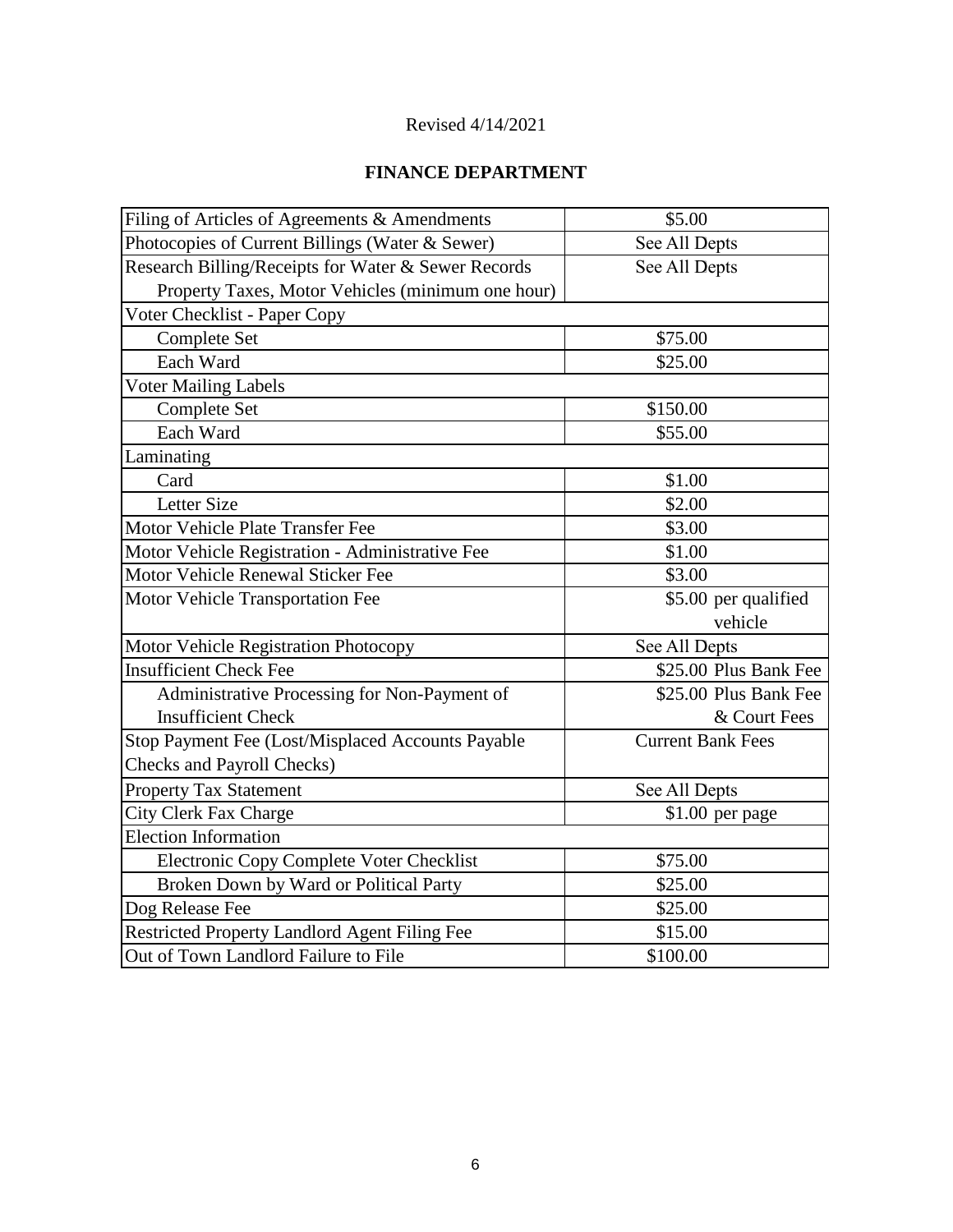Revised 4/14/2021

## FINANCE DEPARTMENT

| | |
|---|---|
| Filing of Articles of Agreements & Amendments | $5.00 |
| Photocopies of Current Billings (Water & Sewer) | See All Depts |
| Research Billing/Receipts for Water & Sewer Records Property Taxes, Motor Vehicles (minimum one hour) | See All Depts |
| Voter Checklist - Paper Copy | |
| Complete Set | $75.00 |
| Each Ward | $25.00 |
| Voter Mailing Labels | |
| Complete Set | $150.00 |
| Each Ward | $55.00 |
| Laminating | |
| Card | $1.00 |
| Letter Size | $2.00 |
| Motor Vehicle Plate Transfer Fee | $3.00 |
| Motor Vehicle Registration - Administrative Fee | $1.00 |
| Motor Vehicle Renewal Sticker Fee | $3.00 |
| Motor Vehicle Transportation Fee | $5.00 per qualified vehicle |
| Motor Vehicle Registration Photocopy | See All Depts |
| Insufficient Check Fee | $25.00 Plus Bank Fee |
| Administrative Processing for Non-Payment of Insufficient Check | $25.00 Plus Bank Fee & Court Fees |
| Stop Payment Fee (Lost/Misplaced Accounts Payable Checks and Payroll Checks) | Current Bank Fees |
| Property Tax Statement | See All Depts |
| City Clerk Fax Charge | $1.00 per page |
| Election Information | |
| Electronic Copy Complete Voter Checklist | $75.00 |
| Broken Down by Ward or Political Party | $25.00 |
| Dog Release Fee | $25.00 |
| Restricted Property Landlord Agent Filing Fee | $15.00 |
| Out of Town Landlord Failure to File | $100.00 |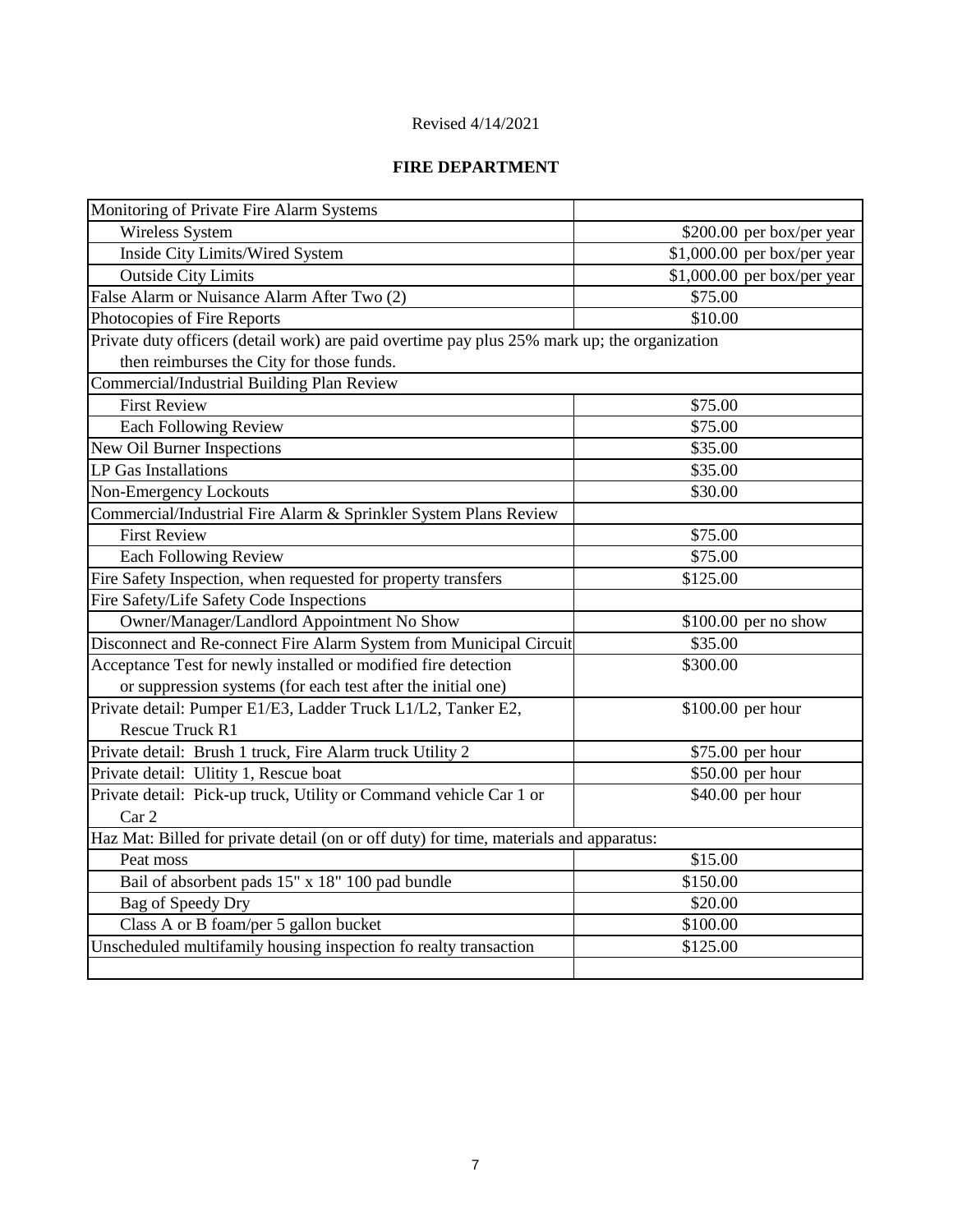Revised 4/14/2021

**FIRE DEPARTMENT**

| | |
|---|---|
| Monitoring of Private Fire Alarm Systems | |
| Wireless System | $200.00 per box/per year |
| Inside City Limits/Wired System | $1,000.00 per box/per year |
| Outside City Limits | $1,000.00 per box/per year |
| False Alarm or Nuisance Alarm After Two (2) | $75.00 |
| Photocopies of Fire Reports | $10.00 |
| Private duty officers (detail work) are paid overtime pay plus 25% mark up; the organization then reimburses the City for those funds. | |
| Commercial/Industrial Building Plan Review | |
| First Review | $75.00 |
| Each Following Review | $75.00 |
| New Oil Burner Inspections | $35.00 |
| LP Gas Installations | $35.00 |
| Non-Emergency Lockouts | $30.00 |
| Commercial/Industrial Fire Alarm & Sprinkler System Plans Review | |
| First Review | $75.00 |
| Each Following Review | $75.00 |
| Fire Safety Inspection, when requested for property transfers | $125.00 |
| Fire Safety/Life Safety Code Inspections | |
| Owner/Manager/Landlord Appointment No Show | $100.00 per no show |
| Disconnect and Re-connect Fire Alarm System from Municipal Circuit | $35.00 |
| Acceptance Test for newly installed or modified fire detection or suppression systems (for each test after the initial one) | $300.00 |
| Private detail: Pumper E1/E3, Ladder Truck L1/L2, Tanker E2, Rescue Truck R1 | $100.00 per hour |
| Private detail: Brush 1 truck, Fire Alarm truck Utility 2 | $75.00 per hour |
| Private detail: Ulitity 1, Rescue boat | $50.00 per hour |
| Private detail: Pick-up truck, Utility or Command vehicle Car 1 or Car 2 | $40.00 per hour |
| Haz Mat: Billed for private detail (on or off duty) for time, materials and apparatus: | |
| Peat moss | $15.00 |
| Bail of absorbent pads 15" x 18" 100 pad bundle | $150.00 |
| Bag of Speedy Dry | $20.00 |
| Class A or B foam/per 5 gallon bucket | $100.00 |
| Unscheduled multifamily housing inspection fo realty transaction | $125.00 |
| | |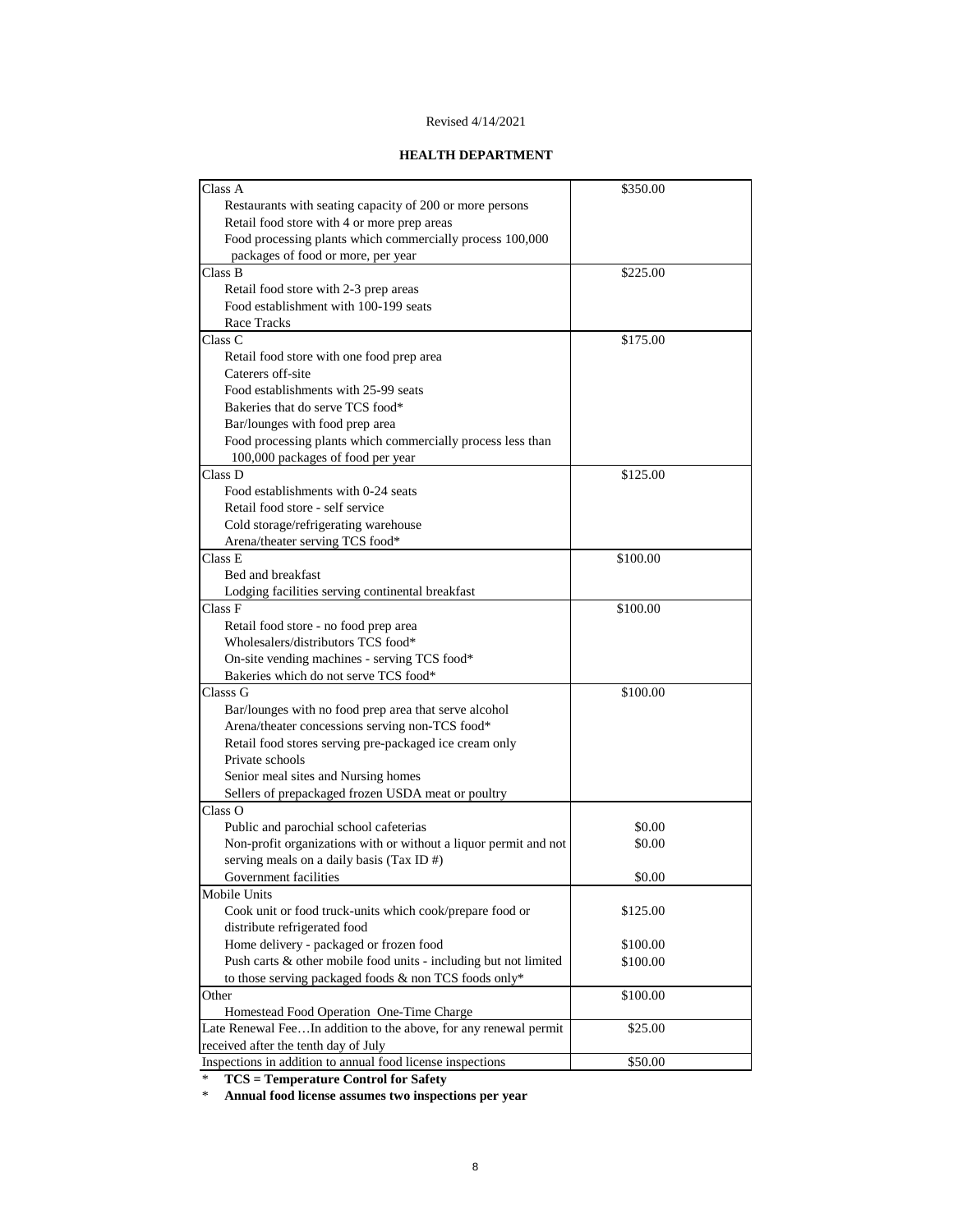Revised 4/14/2021

**HEALTH DEPARTMENT**

| Class / Description | Fee |
|---|---|
| Class A | $350.00 |
| Restaurants with seating capacity of 200 or more persons | |
| Retail food store with 4 or more prep areas | |
| Food processing plants which commercially process 100,000 packages of food or more, per year | |
| Class B | $225.00 |
| Retail food store with 2-3 prep areas | |
| Food establishment with 100-199 seats | |
| Race Tracks | |
| Class C | $175.00 |
| Retail food store with one food prep area | |
| Caterers off-site | |
| Food establishments with 25-99 seats | |
| Bakeries that do serve TCS food* | |
| Bar/lounges with food prep area | |
| Food processing plants which commercially process less than 100,000 packages of food per year | |
| Class D | $125.00 |
| Food establishments with 0-24 seats | |
| Retail food store - self service | |
| Cold storage/refrigerating warehouse | |
| Arena/theater serving TCS food* | |
| Class E | $100.00 |
| Bed and breakfast | |
| Lodging facilities serving continental breakfast | |
| Class F | $100.00 |
| Retail food store - no food prep area | |
| Wholesalers/distributors TCS food* | |
| On-site vending machines - serving TCS food* | |
| Bakeries which do not serve TCS food* | |
| Classs G | $100.00 |
| Bar/lounges with no food prep area that serve alcohol | |
| Arena/theater concessions serving non-TCS food* | |
| Retail food stores serving pre-packaged ice cream only | |
| Private schools | |
| Senior meal sites and Nursing homes | |
| Sellers of prepackaged frozen USDA meat or poultry | |
| Class O | |
| Public and parochial school cafeterias | $0.00 |
| Non-profit organizations with or without a liquor permit and not serving meals on a daily basis (Tax ID #) | $0.00 |
| Government facilities | $0.00 |
| Mobile Units | |
| Cook unit or food truck-units which cook/prepare food or distribute refrigerated food | $125.00 |
| Home delivery - packaged or frozen food | $100.00 |
| Push carts & other mobile food units - including but not limited to those serving packaged foods & non TCS foods only* | $100.00 |
| Other | $100.00 |
| Homestead Food Operation One-Time Charge | |
| Late Renewal Fee…In addition to the above, for any renewal permit received after the tenth day of July | $25.00 |
| Inspections in addition to annual food license inspections | $50.00 |

\* **TCS = Temperature Control for Safety**

\* **Annual food license assumes two inspections per year**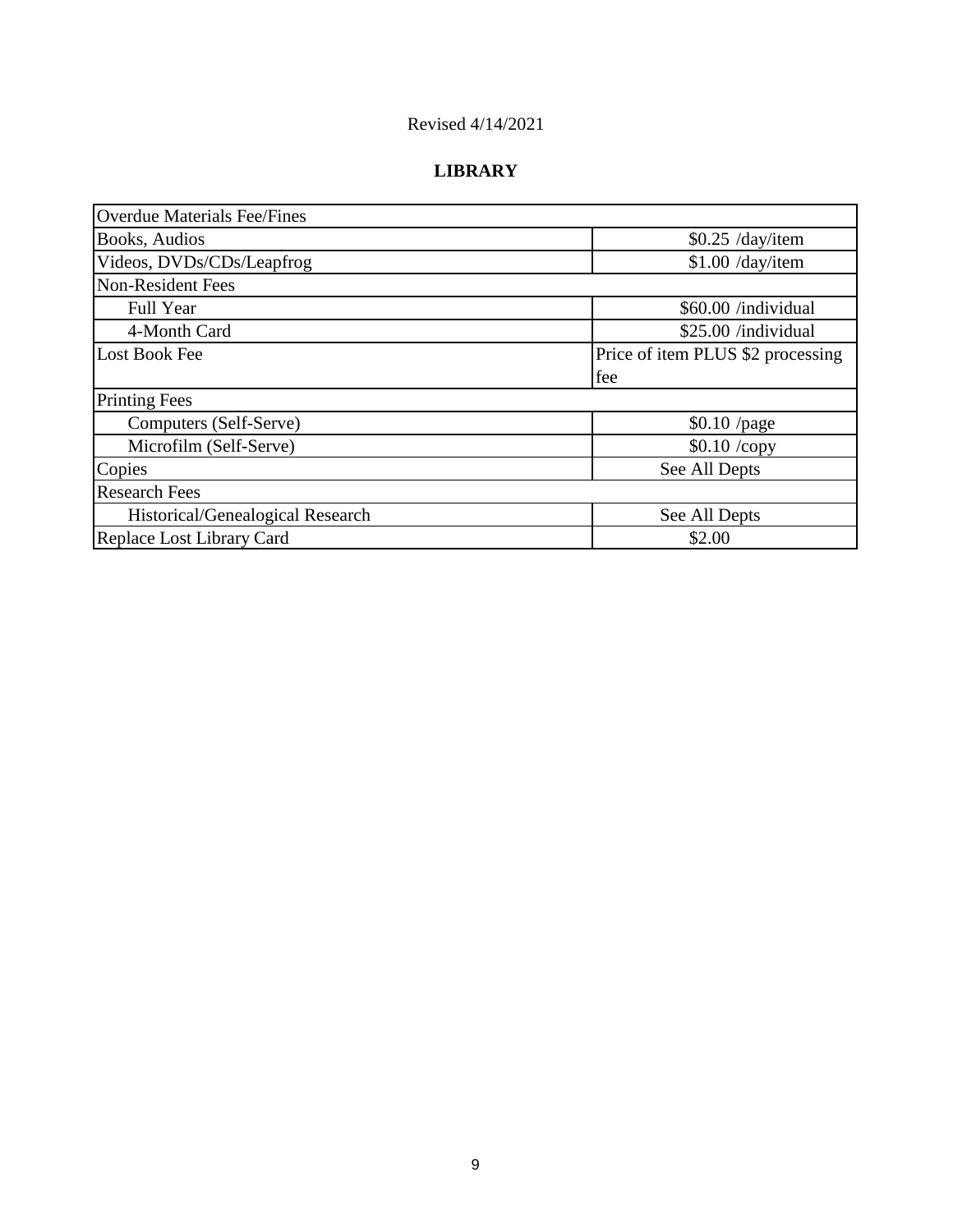Revised 4/14/2021

## LIBRARY

| Overdue Materials Fee/Fines | |
|---|---|
| Books, Audios | $0.25 /day/item |
| Videos, DVDs/CDs/Leapfrog | $1.00 /day/item |
| Non-Resident Fees | |
| Full Year | $60.00 /individual |
| 4-Month Card | $25.00 /individual |
| Lost Book Fee | Price of item PLUS $2 processing fee |
| Printing Fees | |
| Computers (Self-Serve) | $0.10 /page |
| Microfilm (Self-Serve) | $0.10 /copy |
| Copies | See All Depts |
| Research Fees | |
| Historical/Genealogical Research | See All Depts |
| Replace Lost Library Card | $2.00 |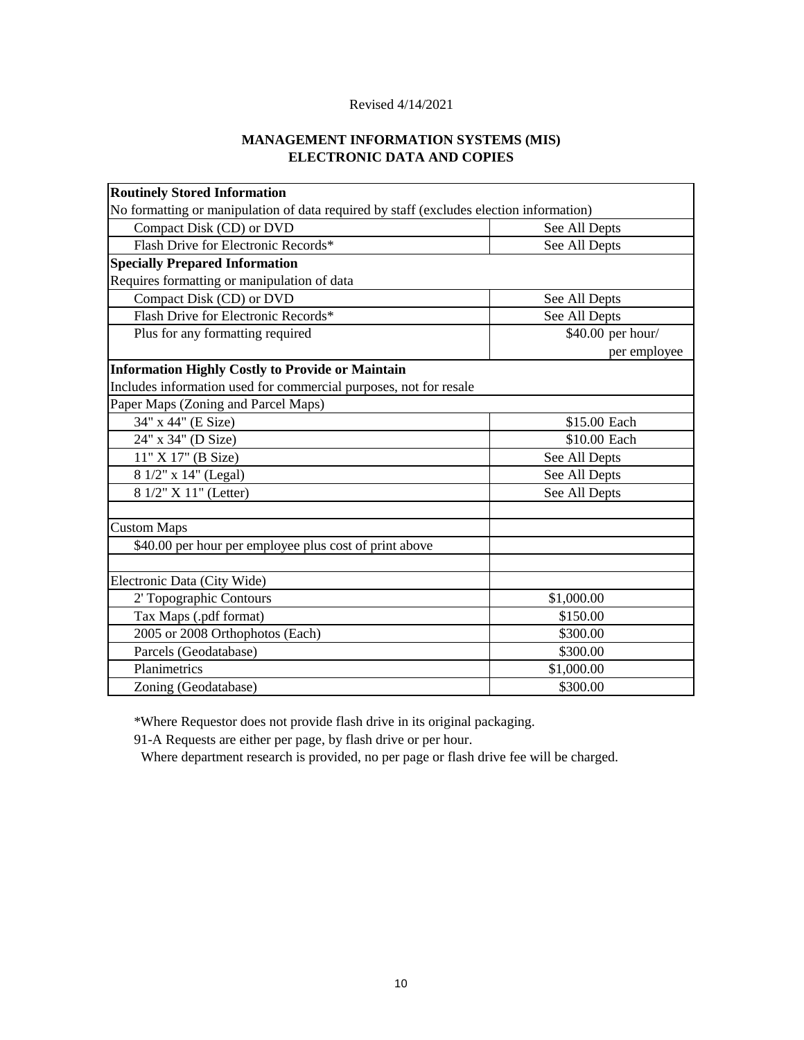Revised 4/14/2021

## MANAGEMENT INFORMATION SYSTEMS (MIS)
## ELECTRONIC DATA AND COPIES

| **Routinely Stored Information** | |
|---|---|
| No formatting or manipulation of data required by staff (excludes election information) | |
| Compact Disk (CD) or DVD | See All Depts |
| Flash Drive for Electronic Records* | See All Depts |
| **Specially Prepared Information** | |
| Requires formatting or manipulation of data | |
| Compact Disk (CD) or DVD | See All Depts |
| Flash Drive for Electronic Records* | See All Depts |
| Plus for any formatting required | $40.00 per hour/ per employee |
| **Information Highly Costly to Provide or Maintain** | |
| Includes information used for commercial purposes, not for resale | |
| Paper Maps (Zoning and Parcel Maps) | |
| 34" x 44" (E Size) | $15.00 Each |
| 24" x 34" (D Size) | $10.00 Each |
| 11" X 17" (B Size) | See All Depts |
| 8 1/2" x 14" (Legal) | See All Depts |
| 8 1/2" X 11" (Letter) | See All Depts |
| | |
| Custom Maps | |
| $40.00 per hour per employee plus cost of print above | |
| | |
| Electronic Data (City Wide) | |
| 2' Topographic Contours | $1,000.00 |
| Tax Maps (.pdf format) | $150.00 |
| 2005 or 2008 Orthophotos (Each) | $300.00 |
| Parcels (Geodatabase) | $300.00 |
| Planimetrics | $1,000.00 |
| Zoning (Geodatabase) | $300.00 |

*Where Requestor does not provide flash drive in its original packaging.

91-A Requests are either per page, by flash drive or per hour.

Where department research is provided, no per page or flash drive fee will be charged.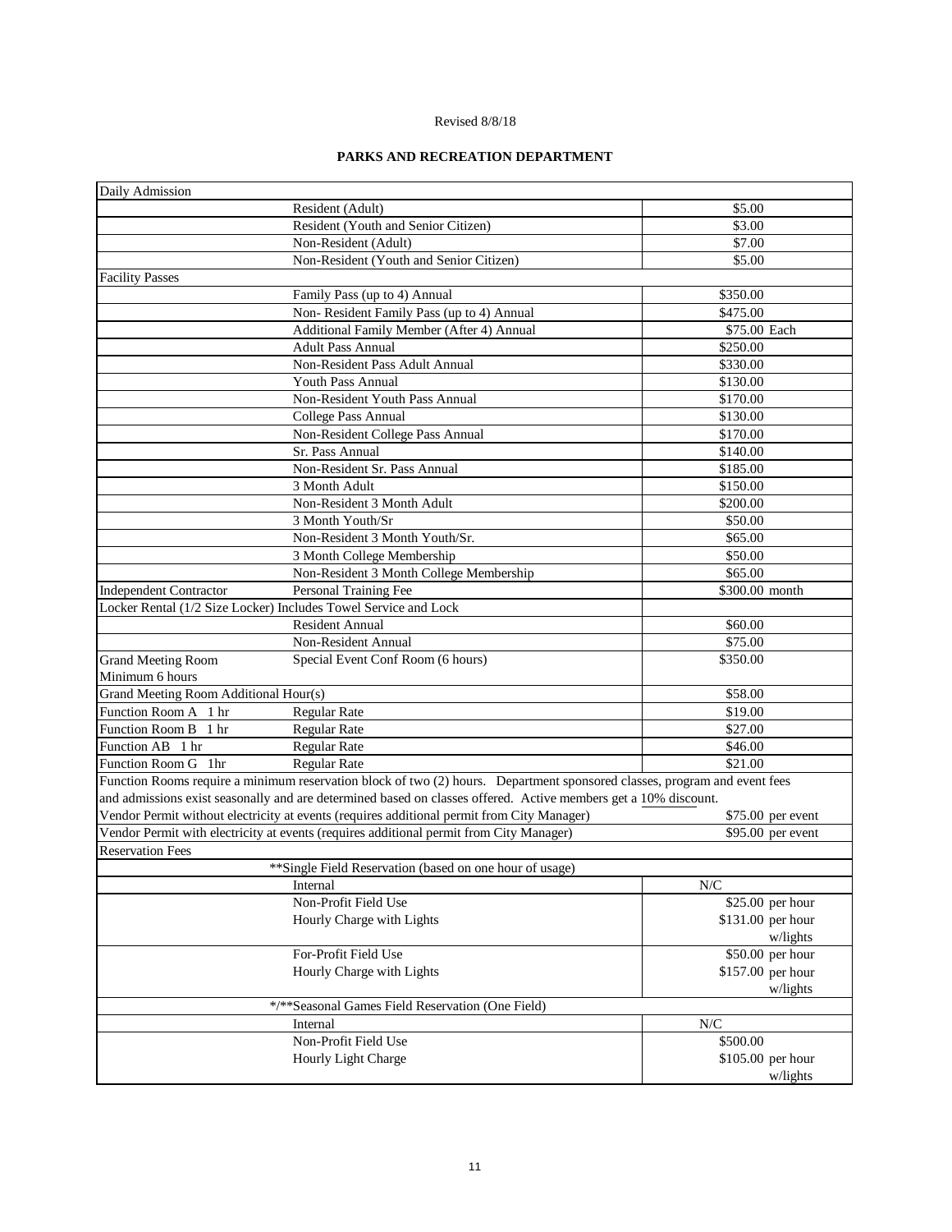Revised 8/8/18

# PARKS AND RECREATION DEPARTMENT

| | | |
|---|---|---|
| Daily Admission | | |
| | Resident (Adult) | $5.00 |
| | Resident (Youth and Senior Citizen) | $3.00 |
| | Non-Resident (Adult) | $7.00 |
| | Non-Resident (Youth and Senior Citizen) | $5.00 |
| Facility Passes | | |
| | Family Pass (up to 4) Annual | $350.00 |
| | Non- Resident Family Pass (up to 4) Annual | $475.00 |
| | Additional Family Member (After 4) Annual | $75.00 Each |
| | Adult Pass Annual | $250.00 |
| | Non-Resident Pass Adult Annual | $330.00 |
| | Youth Pass Annual | $130.00 |
| | Non-Resident Youth Pass Annual | $170.00 |
| | College Pass Annual | $130.00 |
| | Non-Resident College Pass Annual | $170.00 |
| | Sr. Pass Annual | $140.00 |
| | Non-Resident Sr. Pass Annual | $185.00 |
| | 3 Month Adult | $150.00 |
| | Non-Resident 3 Month Adult | $200.00 |
| | 3 Month Youth/Sr | $50.00 |
| | Non-Resident 3 Month Youth/Sr. | $65.00 |
| | 3 Month College Membership | $50.00 |
| | Non-Resident 3 Month College Membership | $65.00 |
| Independent Contractor | Personal Training Fee | $300.00 month |
| Locker Rental (1/2 Size Locker) Includes Towel Service and Lock | | |
| | Resident Annual | $60.00 |
| | Non-Resident Annual | $75.00 |
| Grand Meeting Room Minimum 6 hours | Special Event Conf Room (6 hours) | $350.00 |
| Grand Meeting Room Additional Hour(s) | | $58.00 |
| Function Room A 1 hr | Regular Rate | $19.00 |
| Function Room B 1 hr | Regular Rate | $27.00 |
| Function AB 1 hr | Regular Rate | $46.00 |
| Function Room G 1hr | Regular Rate | $21.00 |
| Function Rooms require a minimum reservation block of two (2) hours. Department sponsored classes, program and event fees and admissions exist seasonally and are determined based on classes offered. Active members get a 10% discount. | | |
| Vendor Permit without electricity at events (requires additional permit from City Manager) | | $75.00 per event |
| Vendor Permit with electricity at events (requires additional permit from City Manager) | | $95.00 per event |
| Reservation Fees | | |
| | **Single Field Reservation (based on one hour of usage) | |
| | Internal | N/C |
| | Non-Profit Field Use<br>Hourly Charge with Lights | $25.00 per hour<br>$131.00 per hour w/lights |
| | For-Profit Field Use<br>Hourly Charge with Lights | $50.00 per hour<br>$157.00 per hour w/lights |
| | */**Seasonal Games Field Reservation (One Field) | |
| | Internal | N/C |
| | Non-Profit Field Use<br>Hourly Light Charge | $500.00<br>$105.00 per hour w/lights |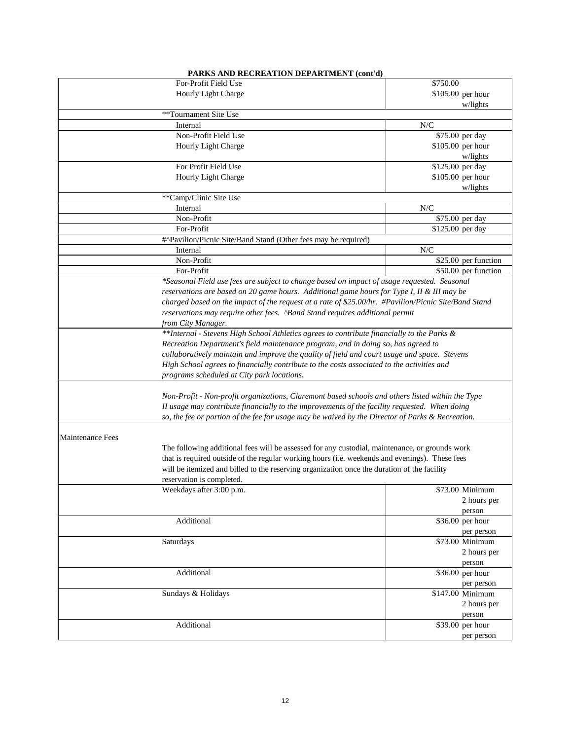## PARKS AND RECREATION DEPARTMENT (cont'd)

| | | |
|---|---|---|
| | For-Profit Field Use | $750.00 |
| | Hourly Light Charge | $105.00 per hour w/lights |
| | **Tournament Site Use | |
| | Internal | N/C |
| | Non-Profit Field Use | $75.00 per day |
| | Hourly Light Charge | $105.00 per hour w/lights |
| | For Profit Field Use | $125.00 per day |
| | Hourly Light Charge | $105.00 per hour w/lights |
| | **Camp/Clinic Site Use | |
| | Internal | N/C |
| | Non-Profit | $75.00 per day |
| | For-Profit | $125.00 per day |
| | #^Pavilion/Picnic Site/Band Stand (Other fees may be required) | |
| | Internal | N/C |
| | Non-Profit | $25.00 per function |
| | For-Profit | $50.00 per function |

*\*Seasonal Field use fees are subject to change based on impact of usage requested. Seasonal reservations are based on 20 game hours. Additional game hours for Type I, II & III may be charged based on the impact of the request at a rate of $25.00/hr. #Pavilion/Picnic Site/Band Stand reservations may require other fees. ^Band Stand requires additional permit from City Manager.*

*\*\*Internal - Stevens High School Athletics agrees to contribute financially to the Parks & Recreation Department's field maintenance program, and in doing so, has agreed to collaboratively maintain and improve the quality of field and court usage and space. Stevens High School agrees to financially contribute to the costs associated to the activities and programs scheduled at City park locations.*

*Non-Profit - Non-profit organizations, Claremont based schools and others listed within the Type II usage may contribute financially to the improvements of the facility requested. When doing so, the fee or portion of the fee for usage may be waived by the Director of Parks & Recreation.*

Maintenance Fees

The following additional fees will be assessed for any custodial, maintenance, or grounds work that is required outside of the regular working hours (i.e. weekends and evenings). These fees will be itemized and billed to the reserving organization once the duration of the facility reservation is completed.

| | | |
|---|---|---|
| | Weekdays after 3:00 p.m. | $73.00 Minimum 2 hours per person |
| | Additional | $36.00 per hour per person |
| | Saturdays | $73.00 Minimum 2 hours per person |
| | Additional | $36.00 per hour per person |
| | Sundays & Holidays | $147.00 Minimum 2 hours per person |
| | Additional | $39.00 per hour per person |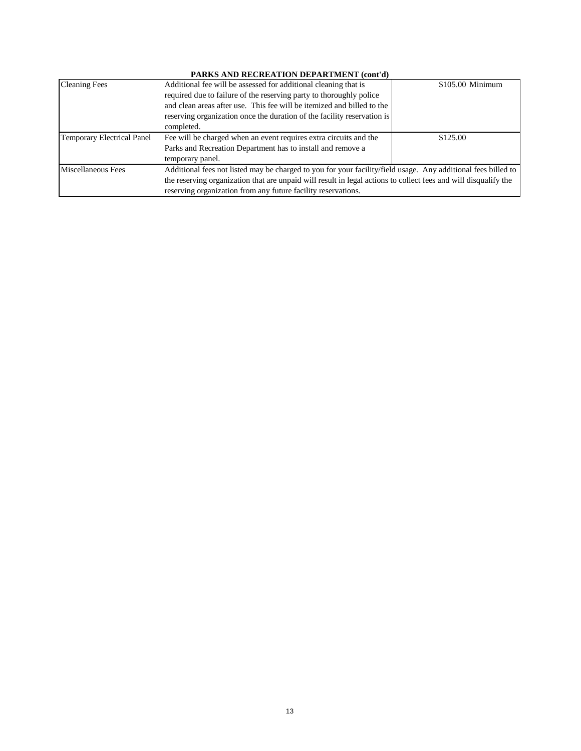**PARKS AND RECREATION DEPARTMENT (cont'd)**

| | | |
|---|---|---|
| Cleaning Fees | Additional fee will be assessed for additional cleaning that is required due to failure of the reserving party to thoroughly police and clean areas after use. This fee will be itemized and billed to the reserving organization once the duration of the facility reservation is completed. | $105.00 Minimum |
| Temporary Electrical Panel | Fee will be charged when an event requires extra circuits and the Parks and Recreation Department has to install and remove a temporary panel. | $125.00 |
| Miscellaneous Fees | Additional fees not listed may be charged to you for your facility/field usage. Any additional fees billed to the reserving organization that are unpaid will result in legal actions to collect fees and will disqualify the reserving organization from any future facility reservations. | |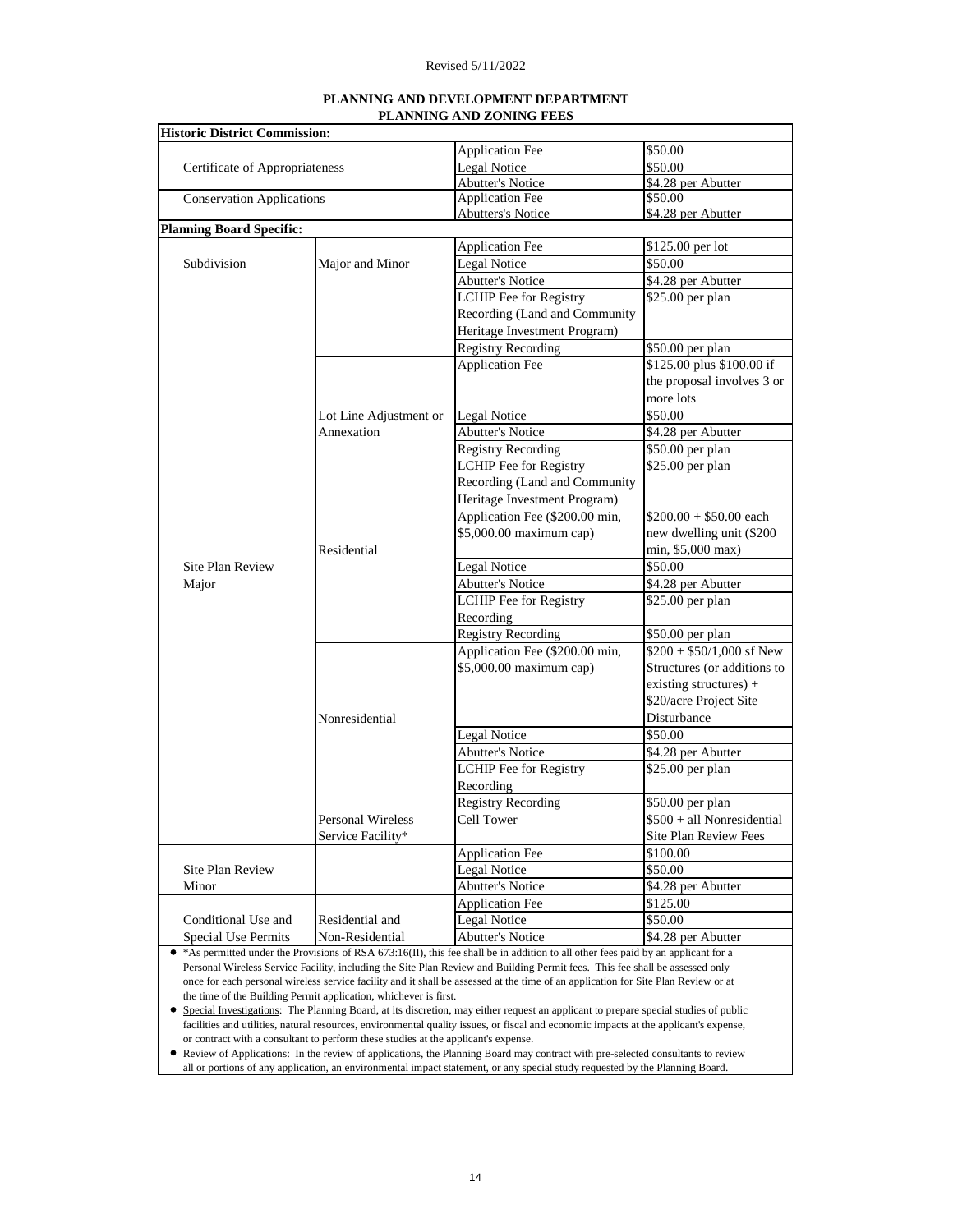Revised 5/11/2022

**PLANNING AND DEVELOPMENT DEPARTMENT**
**PLANNING AND ZONING FEES**

| **Historic District Commission:** | | | |
|---|---|---|---|
| Certificate of Appropriateness | | Application Fee | $50.00 |
| | | Legal Notice | $50.00 |
| | | Abutter's Notice | $4.28 per Abutter |
| Conservation Applications | | Application Fee | $50.00 |
| | | Abutters's Notice | $4.28 per Abutter |
| **Planning Board Specific:** | | | |
| Subdivision | Major and Minor | Application Fee | $125.00 per lot |
| | | Legal Notice | $50.00 |
| | | Abutter's Notice | $4.28 per Abutter |
| | | LCHIP Fee for Registry Recording (Land and Community Heritage Investment Program) | $25.00 per plan |
| | | Registry Recording | $50.00 per plan |
| | Lot Line Adjustment or Annexation | Application Fee | $125.00 plus $100.00 if the proposal involves 3 or more lots |
| | | Legal Notice | $50.00 |
| | | Abutter's Notice | $4.28 per Abutter |
| | | Registry Recording | $50.00 per plan |
| | | LCHIP Fee for Registry Recording (Land and Community Heritage Investment Program) | $25.00 per plan |
| Site Plan Review Major | Residential | Application Fee ($200.00 min, $5,000.00 maximum cap) | $200.00 + $50.00 each new dwelling unit ($200 min, $5,000 max) |
| | | Legal Notice | $50.00 |
| | | Abutter's Notice | $4.28 per Abutter |
| | | LCHIP Fee for Registry Recording | $25.00 per plan |
| | | Registry Recording | $50.00 per plan |
| | Nonresidential | Application Fee ($200.00 min, $5,000.00 maximum cap) | $200 + $50/1,000 sf New Structures (or additions to existing structures) + $20/acre Project Site Disturbance |
| | | Legal Notice | $50.00 |
| | | Abutter's Notice | $4.28 per Abutter |
| | | LCHIP Fee for Registry Recording | $25.00 per plan |
| | | Registry Recording | $50.00 per plan |
| | Personal Wireless Service Facility* | Cell Tower | $500 + all Nonresidential Site Plan Review Fees |
| Site Plan Review Minor | | Application Fee | $100.00 |
| | | Legal Notice | $50.00 |
| | | Abutter's Notice | $4.28 per Abutter |
| Conditional Use and Special Use Permits | Residential and Non-Residential | Application Fee | $125.00 |
| | | Legal Notice | $50.00 |
| | | Abutter's Notice | $4.28 per Abutter |

- *As permitted under the Provisions of RSA 673:16(II), this fee shall be in addition to all other fees paid by an applicant for a Personal Wireless Service Facility, including the Site Plan Review and Building Permit fees. This fee shall be assessed only once for each personal wireless service facility and it shall be assessed at the time of an application for Site Plan Review or at the time of the Building Permit application, whichever is first.
- Special Investigations: The Planning Board, at its discretion, may either request an applicant to prepare special studies of public facilities and utilities, natural resources, environmental quality issues, or fiscal and economic impacts at the applicant's expense, or contract with a consultant to perform these studies at the applicant's expense.
- Review of Applications: In the review of applications, the Planning Board may contract with pre-selected consultants to review all or portions of any application, an environmental impact statement, or any special study requested by the Planning Board.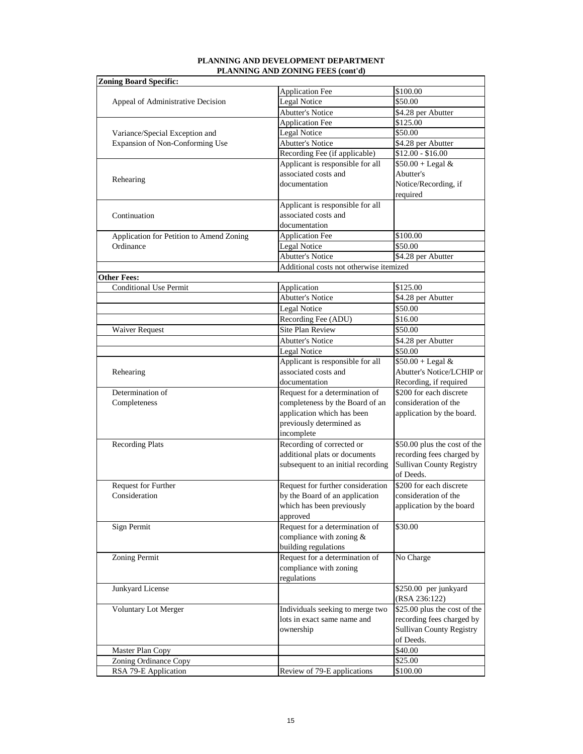**PLANNING AND DEVELOPMENT DEPARTMENT**
**PLANNING AND ZONING FEES (cont'd)**

| | | |
|---|---|---|
| **Zoning Board Specific:** | | |
| Appeal of Administrative Decision | Application Fee | $100.00 |
| | Legal Notice | $50.00 |
| | Abutter's Notice | $4.28 per Abutter |
| Variance/Special Exception and Expansion of Non-Conforming Use | Application Fee | $125.00 |
| | Legal Notice | $50.00 |
| | Abutter's Notice | $4.28 per Abutter |
| | Recording Fee (if applicable) | $12.00 - $16.00 |
| Rehearing | Applicant is responsible for all associated costs and documentation | $50.00 + Legal & Abutter's Notice/Recording, if required |
| Continuation | Applicant is responsible for all associated costs and documentation | |
| Application for Petition to Amend Zoning Ordinance | Application Fee | $100.00 |
| | Legal Notice | $50.00 |
| | Abutter's Notice | $4.28 per Abutter |
| | Additional costs not otherwise itemized | |
| **Other Fees:** | | |
| Conditional Use Permit | Application | $125.00 |
| | Abutter's Notice | $4.28 per Abutter |
| | Legal Notice | $50.00 |
| | Recording Fee (ADU) | $16.00 |
| Waiver Request | Site Plan Review | $50.00 |
| | Abutter's Notice | $4.28 per Abutter |
| | Legal Notice | $50.00 |
| Rehearing | Applicant is responsible for all associated costs and documentation | $50.00 + Legal & Abutter's Notice/LCHIP or Recording, if required |
| Determination of Completeness | Request for a determination of completeness by the Board of an application which has been previously determined as incomplete | $200 for each discrete consideration of the application by the board. |
| Recording Plats | Recording of corrected or additional plats or documents subsequent to an initial recording | $50.00 plus the cost of the recording fees charged by Sullivan County Registry of Deeds. |
| Request for Further Consideration | Request for further consideration by the Board of an application which has been previously approved | $200 for each discrete consideration of the application by the board |
| Sign Permit | Request for a determination of compliance with zoning & building regulations | $30.00 |
| Zoning Permit | Request for a determination of compliance with zoning regulations | No Charge |
| Junkyard License | | $250.00 per junkyard (RSA 236:122) |
| Voluntary Lot Merger | Individuals seeking to merge two lots in exact same name and ownership | $25.00 plus the cost of the recording fees charged by Sullivan County Registry of Deeds. |
| Master Plan Copy | | $40.00 |
| Zoning Ordinance Copy | | $25.00 |
| RSA 79-E Application | Review of 79-E applications | $100.00 |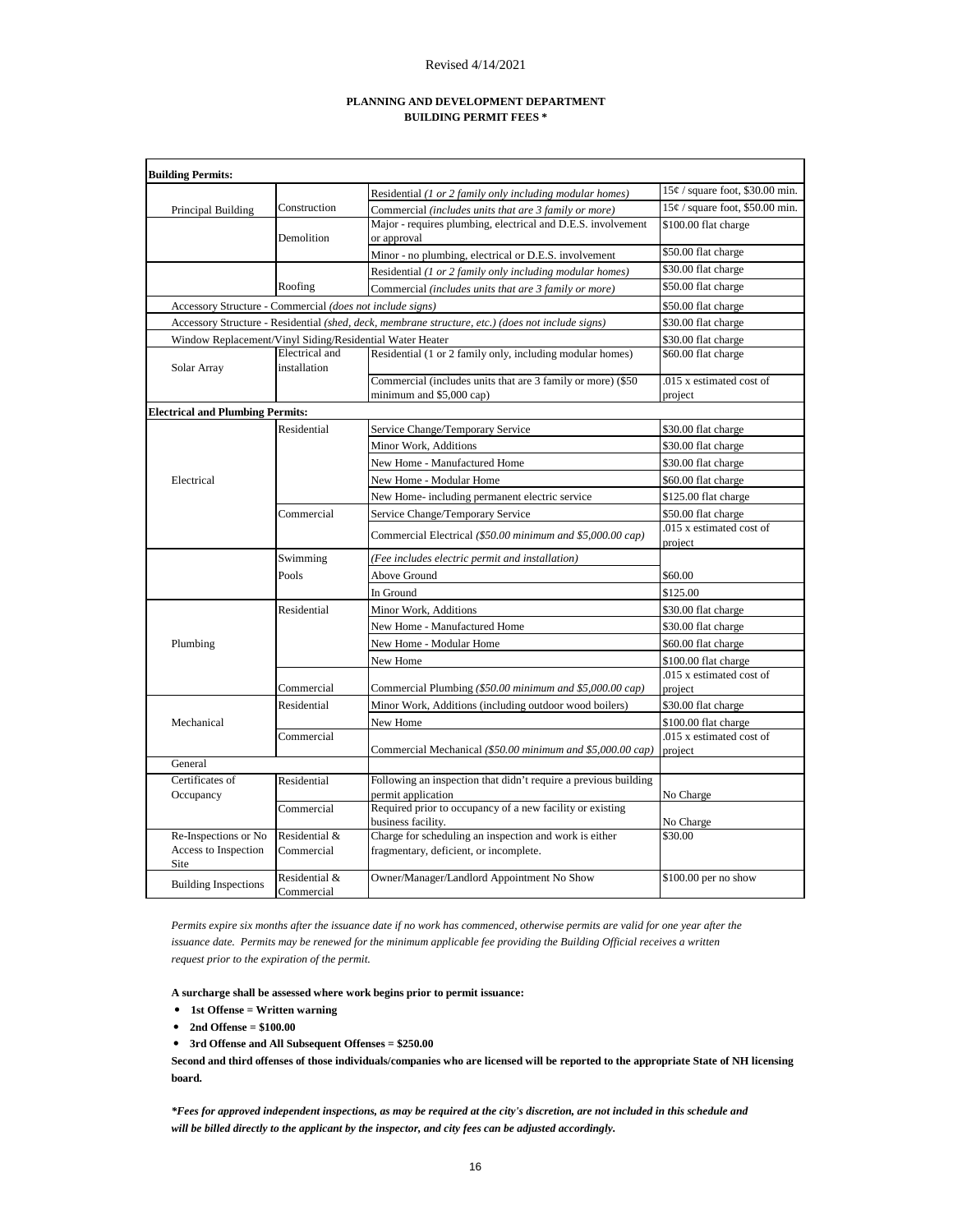Revised 4/14/2021

**PLANNING AND DEVELOPMENT DEPARTMENT**
**BUILDING PERMIT FEES ***

| **Building Permits:** | | | |
|---|---|---|---|
| Principal Building | Construction | Residential *(1 or 2 family only including modular homes)* | 15¢ / square foot, $30.00 min. |
| | | Commercial *(includes units that are 3 family or more)* | 15¢ / square foot, $50.00 min. |
| | Demolition | Major - requires plumbing, electrical and D.E.S. involvement or approval | $100.00 flat charge |
| | | Minor - no plumbing, electrical or D.E.S. involvement | $50.00 flat charge |
| | Roofing | Residential *(1 or 2 family only including modular homes)* | $30.00 flat charge |
| | | Commercial *(includes units that are 3 family or more)* | $50.00 flat charge |
| Accessory Structure - Commercial *(does not include signs)* | | | $50.00 flat charge |
| Accessory Structure - Residential *(shed, deck, membrane structure, etc.) (does not include signs)* | | | $30.00 flat charge |
| Window Replacement/Vinyl Siding/Residential Water Heater | | | $30.00 flat charge |
| Solar Array | Electrical and installation | Residential (1 or 2 family only, including modular homes) | $60.00 flat charge |
| | | Commercial (includes units that are 3 family or more) ($50 minimum and $5,000 cap) | .015 x estimated cost of project |
| **Electrical and Plumbing Permits:** | | | |
| Electrical | Residential | Service Change/Temporary Service | $30.00 flat charge |
| | | Minor Work, Additions | $30.00 flat charge |
| | | New Home - Manufactured Home | $30.00 flat charge |
| | | New Home - Modular Home | $60.00 flat charge |
| | | New Home- including permanent electric service | $125.00 flat charge |
| | Commercial | Service Change/Temporary Service | $50.00 flat charge |
| | | Commercial Electrical *($50.00 minimum and $5,000.00 cap)* | .015 x estimated cost of project |
| | Swimming Pools | *(Fee includes electric permit and installation)* | |
| | | Above Ground | $60.00 |
| | | In Ground | $125.00 |
| Plumbing | Residential | Minor Work, Additions | $30.00 flat charge |
| | | New Home - Manufactured Home | $30.00 flat charge |
| | | New Home - Modular Home | $60.00 flat charge |
| | | New Home | $100.00 flat charge |
| | Commercial | Commercial Plumbing *($50.00 minimum and $5,000.00 cap)* | .015 x estimated cost of project |
| Mechanical | Residential | Minor Work, Additions (including outdoor wood boilers) | $30.00 flat charge |
| | | New Home | $100.00 flat charge |
| | Commercial | Commercial Mechanical *($50.00 minimum and $5,000.00 cap)* | .015 x estimated cost of project |
| General | | | |
| Certificates of Occupancy | Residential | Following an inspection that didn't require a previous building permit application | No Charge |
| | Commercial | Required prior to occupancy of a new facility or existing business facility. | No Charge |
| Re-Inspections or No Access to Inspection Site | Residential & Commercial | Charge for scheduling an inspection and work is either fragmentary, deficient, or incomplete. | $30.00 |
| Building Inspections | Residential & Commercial | Owner/Manager/Landlord Appointment No Show | $100.00 per no show |

*Permits expire six months after the issuance date if no work has commenced, otherwise permits are valid for one year after the issuance date. Permits may be renewed for the minimum applicable fee providing the Building Official receives a written request prior to the expiration of the permit.*

**A surcharge shall be assessed where work begins prior to permit issuance:**

- **1st Offense = Written warning**
- **2nd Offense = $100.00**
- **3rd Offense and All Subsequent Offenses = $250.00**

**Second and third offenses of those individuals/companies who are licensed will be reported to the appropriate State of NH licensing board.**

***Fees for approved independent inspections, as may be required at the city's discretion, are not included in this schedule and will be billed directly to the applicant by the inspector, and city fees can be adjusted accordingly.***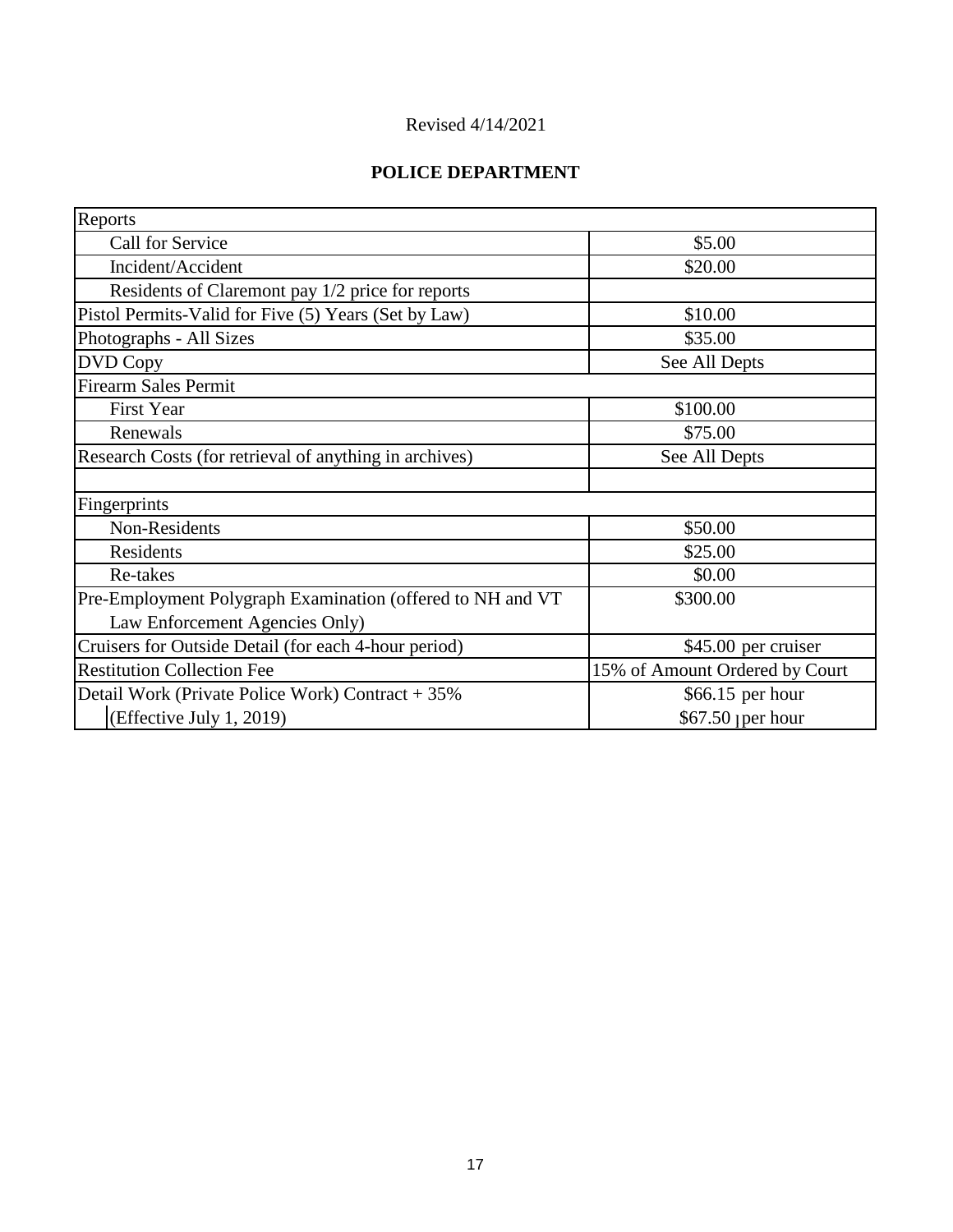Revised 4/14/2021

## POLICE DEPARTMENT

| | |
|---|---|
| Reports | |
| Call for Service | $5.00 |
| Incident/Accident | $20.00 |
| Residents of Claremont pay 1/2 price for reports | |
| Pistol Permits-Valid for Five (5) Years (Set by Law) | $10.00 |
| Photographs - All Sizes | $35.00 |
| DVD Copy | See All Depts |
| Firearm Sales Permit | |
| First Year | $100.00 |
| Renewals | $75.00 |
| Research Costs (for retrieval of anything in archives) | See All Depts |
| | |
| Fingerprints | |
| Non-Residents | $50.00 |
| Residents | $25.00 |
| Re-takes | $0.00 |
| Pre-Employment Polygraph Examination (offered to NH and VT Law Enforcement Agencies Only) | $300.00 |
| Cruisers for Outside Detail (for each 4-hour period) | $45.00 per cruiser |
| Restitution Collection Fee | 15% of Amount Ordered by Court |
| Detail Work (Private Police Work) Contract + 35% | $66.15 per hour |
| (Effective July 1, 2019) | $67.50 per hour |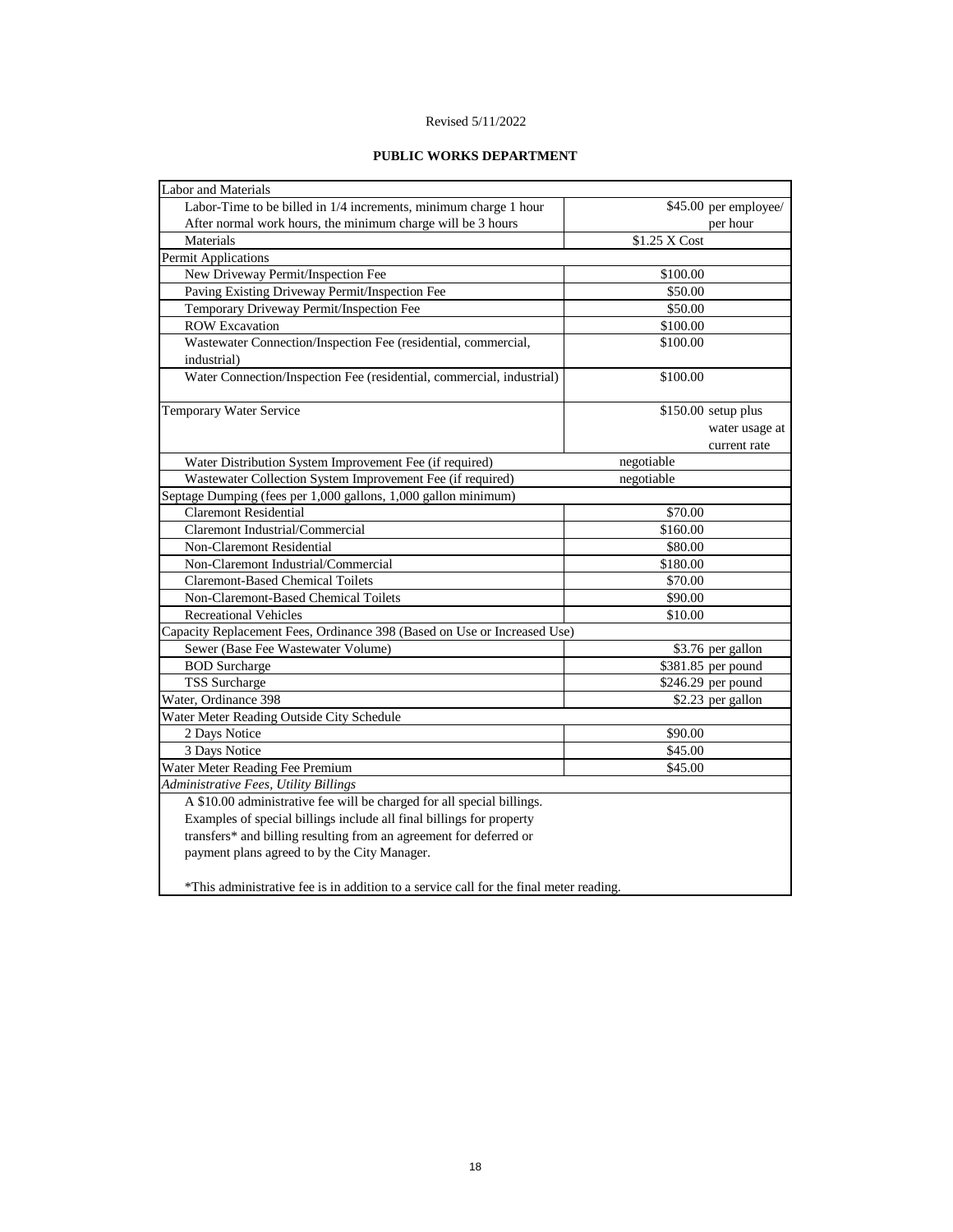Revised 5/11/2022

**PUBLIC WORKS DEPARTMENT**

| Item | Fee |
|---|---|
| Labor and Materials | |
| Labor-Time to be billed in 1/4 increments, minimum charge 1 hour<br>After normal work hours, the minimum charge will be 3 hours | $45.00 per employee/ per hour |
| Materials | $1.25 X Cost |
| Permit Applications | |
| New Driveway Permit/Inspection Fee | $100.00 |
| Paving Existing Driveway Permit/Inspection Fee | $50.00 |
| Temporary Driveway Permit/Inspection Fee | $50.00 |
| ROW Excavation | $100.00 |
| Wastewater Connection/Inspection Fee (residential, commercial, industrial) | $100.00 |
| Water Connection/Inspection Fee (residential, commercial, industrial) | $100.00 |
| Temporary Water Service | $150.00 setup plus water usage at current rate |
| Water Distribution System Improvement Fee (if required) | negotiable |
| Wastewater Collection System Improvement Fee (if required) | negotiable |
| Septage Dumping (fees per 1,000 gallons, 1,000 gallon minimum) | |
| Claremont Residential | $70.00 |
| Claremont Industrial/Commercial | $160.00 |
| Non-Claremont Residential | $80.00 |
| Non-Claremont Industrial/Commercial | $180.00 |
| Claremont-Based Chemical Toilets | $70.00 |
| Non-Claremont-Based Chemical Toilets | $90.00 |
| Recreational Vehicles | $10.00 |
| Capacity Replacement Fees, Ordinance 398 (Based on Use or Increased Use) | |
| Sewer (Base Fee Wastewater Volume) | $3.76 per gallon |
| BOD Surcharge | $381.85 per pound |
| TSS Surcharge | $246.29 per pound |
| Water, Ordinance 398 | $2.23 per gallon |
| Water Meter Reading Outside City Schedule | |
| 2 Days Notice | $90.00 |
| 3 Days Notice | $45.00 |
| Water Meter Reading Fee Premium | $45.00 |
| *Administrative Fees, Utility Billings* | |

A $10.00 administrative fee will be charged for all special billings. Examples of special billings include all final billings for property transfers* and billing resulting from an agreement for deferred or payment plans agreed to by the City Manager.

*This administrative fee is in addition to a service call for the final meter reading.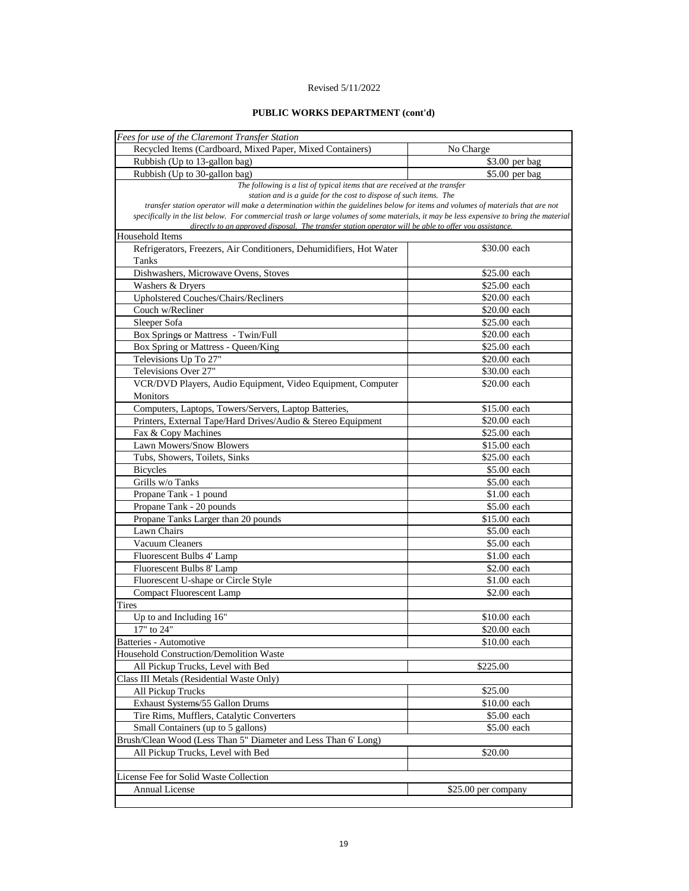Revised 5/11/2022

## PUBLIC WORKS DEPARTMENT (cont'd)

| *Fees for use of the Claremont Transfer Station* | |
|---|---|
| Recycled Items (Cardboard, Mixed Paper, Mixed Containers) | No Charge |
| Rubbish (Up to 13-gallon bag) | $3.00 per bag |
| Rubbish (Up to 30-gallon bag) | $5.00 per bag |
| *The following is a list of typical items that are received at the transfer station and is a guide for the cost to dispose of such items. The transfer station operator will make a determination within the guidelines below for items and volumes of materials that are not specifically in the list below. For commercial trash or large volumes of some materials, it may be less expensive to bring the material directly to an approved disposal. The transfer station operator will be able to offer you assistance.* | |
| Household Items | |
| Refrigerators, Freezers, Air Conditioners, Dehumidifiers, Hot Water Tanks | $30.00 each |
| Dishwashers, Microwave Ovens, Stoves | $25.00 each |
| Washers & Dryers | $25.00 each |
| Upholstered Couches/Chairs/Recliners | $20.00 each |
| Couch w/Recliner | $20.00 each |
| Sleeper Sofa | $25.00 each |
| Box Springs or Mattress - Twin/Full | $20.00 each |
| Box Spring or Mattress - Queen/King | $25.00 each |
| Televisions Up To 27" | $20.00 each |
| Televisions Over 27" | $30.00 each |
| VCR/DVD Players, Audio Equipment, Video Equipment, Computer Monitors | $20.00 each |
| Computers, Laptops, Towers/Servers, Laptop Batteries, | $15.00 each |
| Printers, External Tape/Hard Drives/Audio & Stereo Equipment | $20.00 each |
| Fax & Copy Machines | $25.00 each |
| Lawn Mowers/Snow Blowers | $15.00 each |
| Tubs, Showers, Toilets, Sinks | $25.00 each |
| Bicycles | $5.00 each |
| Grills w/o Tanks | $5.00 each |
| Propane Tank - 1 pound | $1.00 each |
| Propane Tank - 20 pounds | $5.00 each |
| Propane Tanks Larger than 20 pounds | $15.00 each |
| Lawn Chairs | $5.00 each |
| Vacuum Cleaners | $5.00 each |
| Fluorescent Bulbs 4' Lamp | $1.00 each |
| Fluorescent Bulbs 8' Lamp | $2.00 each |
| Fluorescent U-shape or Circle Style | $1.00 each |
| Compact Fluorescent Lamp | $2.00 each |
| Tires | |
| Up to and Including 16" | $10.00 each |
| 17" to 24" | $20.00 each |
| Batteries - Automotive | $10.00 each |
| Household Construction/Demolition Waste | |
| All Pickup Trucks, Level with Bed | $225.00 |
| Class III Metals (Residential Waste Only) | |
| All Pickup Trucks | $25.00 |
| Exhaust Systems/55 Gallon Drums | $10.00 each |
| Tire Rims, Mufflers, Catalytic Converters | $5.00 each |
| Small Containers (up to 5 gallons) | $5.00 each |
| Brush/Clean Wood (Less Than 5" Diameter and Less Than 6' Long) | |
| All Pickup Trucks, Level with Bed | $20.00 |
| | |
| License Fee for Solid Waste Collection | |
| Annual License | $25.00 per company |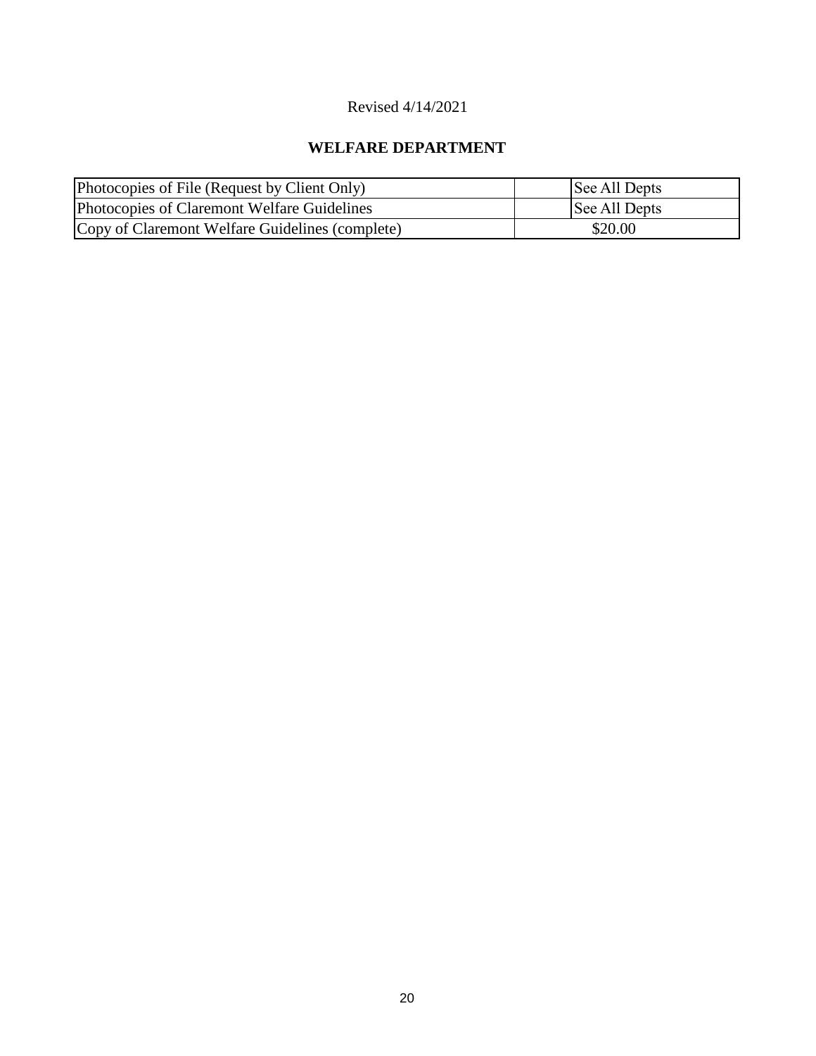Revised 4/14/2021

## WELFARE DEPARTMENT

| | | |
|---|---|---|
| Photocopies of File (Request by Client Only) | | See All Depts |
| Photocopies of Claremont Welfare Guidelines | | See All Depts |
| Copy of Claremont Welfare Guidelines (complete) | $20.00 | |